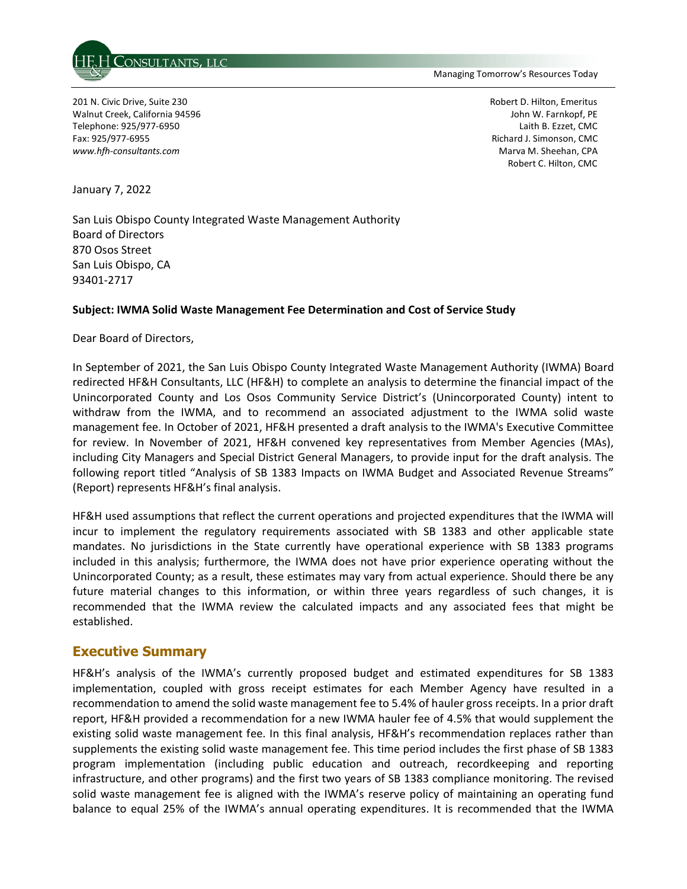HF&H CONSULTANTS, LLC

Managing Tomorrow's Resources Today

201 N. Civic Drive, Suite 230
Walnut Creek, California 94596
Telephone: 925/977-6950
Fax: 925/977-6955
*www.hfh-consultants.com*

Robert D. Hilton, Emeritus
John W. Farnkopf, PE
Laith B. Ezzet, CMC
Richard J. Simonson, CMC
Marva M. Sheehan, CPA
Robert C. Hilton, CMC

January 7, 2022

San Luis Obispo County Integrated Waste Management Authority
Board of Directors
870 Osos Street
San Luis Obispo, CA
93401-2717

**Subject: IWMA Solid Waste Management Fee Determination and Cost of Service Study**

Dear Board of Directors,

In September of 2021, the San Luis Obispo County Integrated Waste Management Authority (IWMA) Board redirected HF&H Consultants, LLC (HF&H) to complete an analysis to determine the financial impact of the Unincorporated County and Los Osos Community Service District's (Unincorporated County) intent to withdraw from the IWMA, and to recommend an associated adjustment to the IWMA solid waste management fee. In October of 2021, HF&H presented a draft analysis to the IWMA's Executive Committee for review. In November of 2021, HF&H convened key representatives from Member Agencies (MAs), including City Managers and Special District General Managers, to provide input for the draft analysis. The following report titled "Analysis of SB 1383 Impacts on IWMA Budget and Associated Revenue Streams" (Report) represents HF&H's final analysis.

HF&H used assumptions that reflect the current operations and projected expenditures that the IWMA will incur to implement the regulatory requirements associated with SB 1383 and other applicable state mandates. No jurisdictions in the State currently have operational experience with SB 1383 programs included in this analysis; furthermore, the IWMA does not have prior experience operating without the Unincorporated County; as a result, these estimates may vary from actual experience. Should there be any future material changes to this information, or within three years regardless of such changes, it is recommended that the IWMA review the calculated impacts and any associated fees that might be established.

## Executive Summary

HF&H's analysis of the IWMA's currently proposed budget and estimated expenditures for SB 1383 implementation, coupled with gross receipt estimates for each Member Agency have resulted in a recommendation to amend the solid waste management fee to 5.4% of hauler gross receipts. In a prior draft report, HF&H provided a recommendation for a new IWMA hauler fee of 4.5% that would supplement the existing solid waste management fee. In this final analysis, HF&H's recommendation replaces rather than supplements the existing solid waste management fee. This time period includes the first phase of SB 1383 program implementation (including public education and outreach, recordkeeping and reporting infrastructure, and other programs) and the first two years of SB 1383 compliance monitoring. The revised solid waste management fee is aligned with the IWMA's reserve policy of maintaining an operating fund balance to equal 25% of the IWMA's annual operating expenditures. It is recommended that the IWMA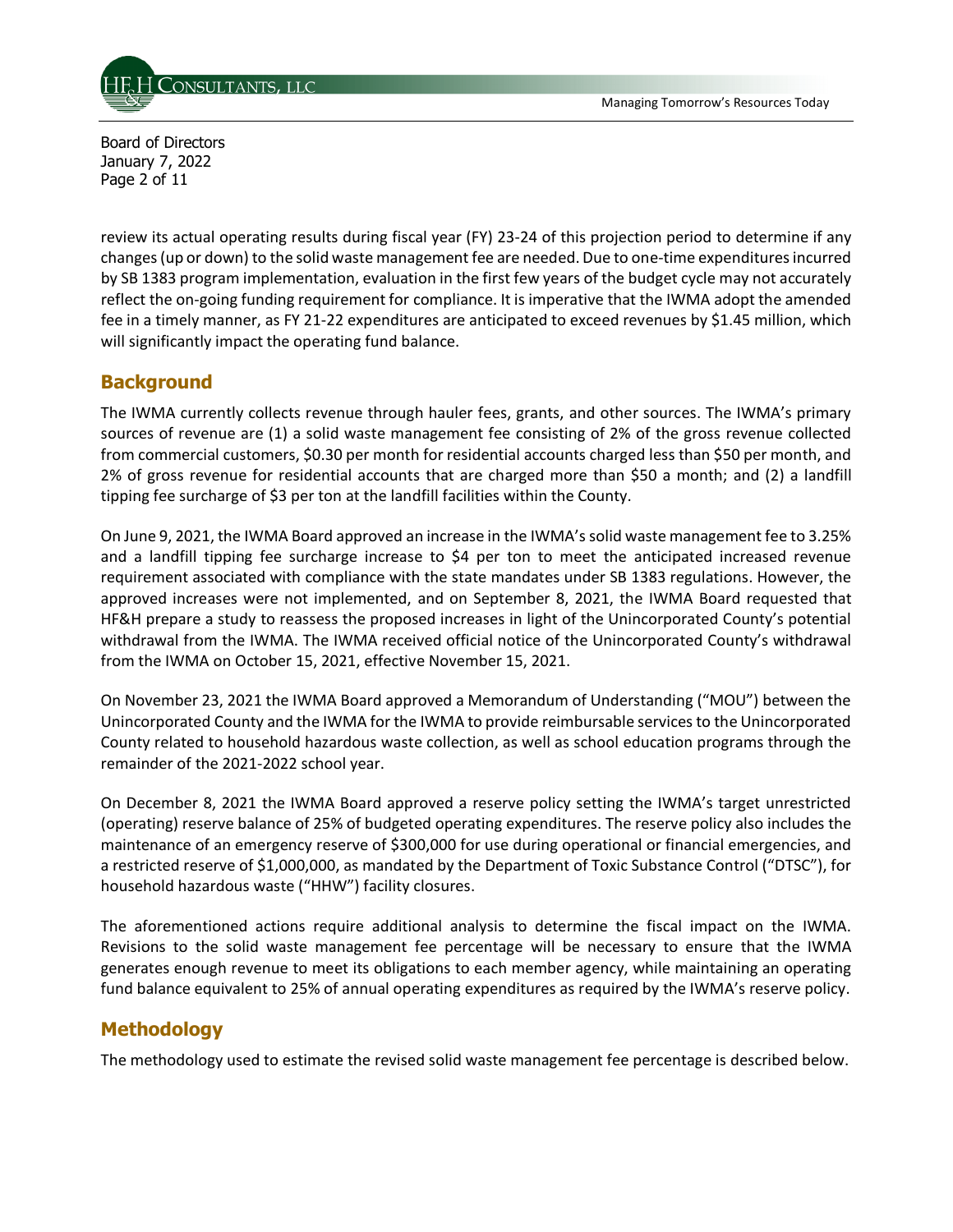review its actual operating results during fiscal year (FY) 23-24 of this projection period to determine if any changes (up or down) to the solid waste management fee are needed. Due to one-time expenditures incurred by SB 1383 program implementation, evaluation in the first few years of the budget cycle may not accurately reflect the on-going funding requirement for compliance. It is imperative that the IWMA adopt the amended fee in a timely manner, as FY 21-22 expenditures are anticipated to exceed revenues by $1.45 million, which will significantly impact the operating fund balance.

## Background

The IWMA currently collects revenue through hauler fees, grants, and other sources. The IWMA's primary sources of revenue are (1) a solid waste management fee consisting of 2% of the gross revenue collected from commercial customers, $0.30 per month for residential accounts charged less than $50 per month, and 2% of gross revenue for residential accounts that are charged more than $50 a month; and (2) a landfill tipping fee surcharge of $3 per ton at the landfill facilities within the County.

On June 9, 2021, the IWMA Board approved an increase in the IWMA's solid waste management fee to 3.25% and a landfill tipping fee surcharge increase to $4 per ton to meet the anticipated increased revenue requirement associated with compliance with the state mandates under SB 1383 regulations. However, the approved increases were not implemented, and on September 8, 2021, the IWMA Board requested that HF&H prepare a study to reassess the proposed increases in light of the Unincorporated County's potential withdrawal from the IWMA. The IWMA received official notice of the Unincorporated County's withdrawal from the IWMA on October 15, 2021, effective November 15, 2021.

On November 23, 2021 the IWMA Board approved a Memorandum of Understanding ("MOU") between the Unincorporated County and the IWMA for the IWMA to provide reimbursable services to the Unincorporated County related to household hazardous waste collection, as well as school education programs through the remainder of the 2021-2022 school year.

On December 8, 2021 the IWMA Board approved a reserve policy setting the IWMA's target unrestricted (operating) reserve balance of 25% of budgeted operating expenditures. The reserve policy also includes the maintenance of an emergency reserve of $300,000 for use during operational or financial emergencies, and a restricted reserve of $1,000,000, as mandated by the Department of Toxic Substance Control ("DTSC"), for household hazardous waste ("HHW") facility closures.

The aforementioned actions require additional analysis to determine the fiscal impact on the IWMA. Revisions to the solid waste management fee percentage will be necessary to ensure that the IWMA generates enough revenue to meet its obligations to each member agency, while maintaining an operating fund balance equivalent to 25% of annual operating expenditures as required by the IWMA's reserve policy.

## Methodology

The methodology used to estimate the revised solid waste management fee percentage is described below.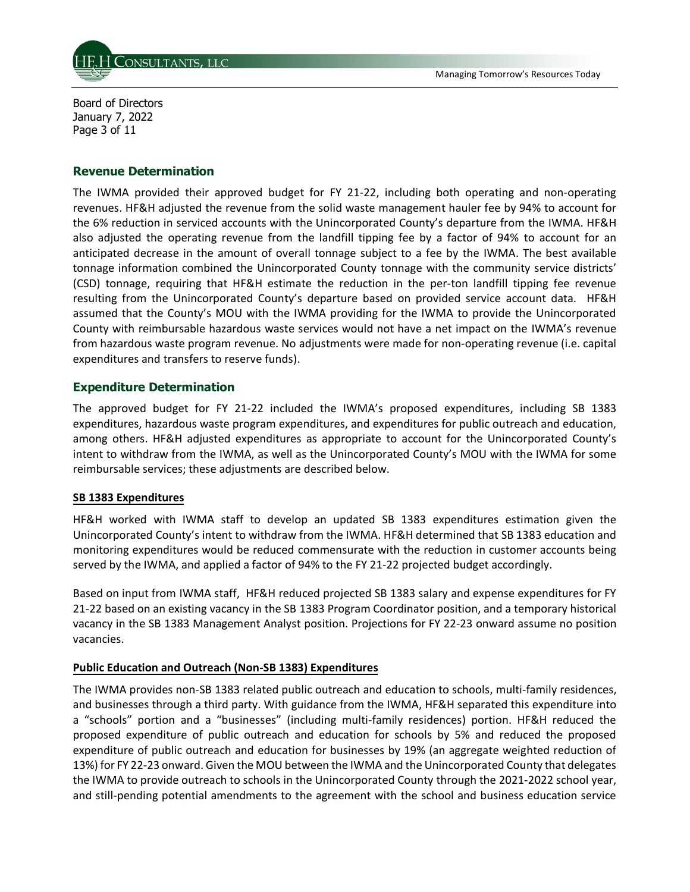## Revenue Determination

The IWMA provided their approved budget for FY 21-22, including both operating and non-operating revenues. HF&H adjusted the revenue from the solid waste management hauler fee by 94% to account for the 6% reduction in serviced accounts with the Unincorporated County's departure from the IWMA. HF&H also adjusted the operating revenue from the landfill tipping fee by a factor of 94% to account for an anticipated decrease in the amount of overall tonnage subject to a fee by the IWMA. The best available tonnage information combined the Unincorporated County tonnage with the community service districts' (CSD) tonnage, requiring that HF&H estimate the reduction in the per-ton landfill tipping fee revenue resulting from the Unincorporated County's departure based on provided service account data. HF&H assumed that the County's MOU with the IWMA providing for the IWMA to provide the Unincorporated County with reimbursable hazardous waste services would not have a net impact on the IWMA's revenue from hazardous waste program revenue. No adjustments were made for non-operating revenue (i.e. capital expenditures and transfers to reserve funds).

## Expenditure Determination

The approved budget for FY 21-22 included the IWMA's proposed expenditures, including SB 1383 expenditures, hazardous waste program expenditures, and expenditures for public outreach and education, among others. HF&H adjusted expenditures as appropriate to account for the Unincorporated County's intent to withdraw from the IWMA, as well as the Unincorporated County's MOU with the IWMA for some reimbursable services; these adjustments are described below.

### SB 1383 Expenditures

HF&H worked with IWMA staff to develop an updated SB 1383 expenditures estimation given the Unincorporated County's intent to withdraw from the IWMA. HF&H determined that SB 1383 education and monitoring expenditures would be reduced commensurate with the reduction in customer accounts being served by the IWMA, and applied a factor of 94% to the FY 21-22 projected budget accordingly.

Based on input from IWMA staff, HF&H reduced projected SB 1383 salary and expense expenditures for FY 21-22 based on an existing vacancy in the SB 1383 Program Coordinator position, and a temporary historical vacancy in the SB 1383 Management Analyst position. Projections for FY 22-23 onward assume no position vacancies.

### Public Education and Outreach (Non-SB 1383) Expenditures

The IWMA provides non-SB 1383 related public outreach and education to schools, multi-family residences, and businesses through a third party. With guidance from the IWMA, HF&H separated this expenditure into a "schools" portion and a "businesses" (including multi-family residences) portion. HF&H reduced the proposed expenditure of public outreach and education for schools by 5% and reduced the proposed expenditure of public outreach and education for businesses by 19% (an aggregate weighted reduction of 13%) for FY 22-23 onward. Given the MOU between the IWMA and the Unincorporated County that delegates the IWMA to provide outreach to schools in the Unincorporated County through the 2021-2022 school year, and still-pending potential amendments to the agreement with the school and business education service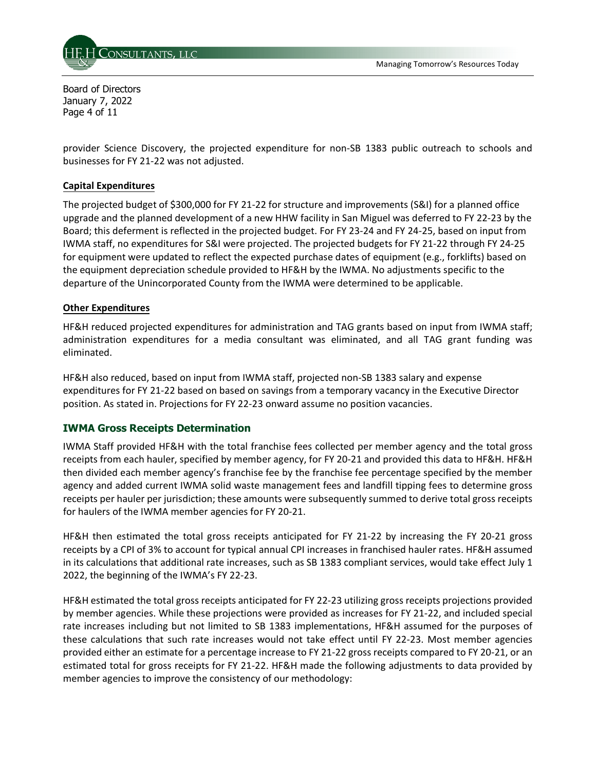provider Science Discovery, the projected expenditure for non-SB 1383 public outreach to schools and businesses for FY 21-22 was not adjusted.

**Capital Expenditures**

The projected budget of $300,000 for FY 21-22 for structure and improvements (S&I) for a planned office upgrade and the planned development of a new HHW facility in San Miguel was deferred to FY 22-23 by the Board; this deferment is reflected in the projected budget. For FY 23-24 and FY 24-25, based on input from IWMA staff, no expenditures for S&I were projected. The projected budgets for FY 21-22 through FY 24-25 for equipment were updated to reflect the expected purchase dates of equipment (e.g., forklifts) based on the equipment depreciation schedule provided to HF&H by the IWMA. No adjustments specific to the departure of the Unincorporated County from the IWMA were determined to be applicable.

**Other Expenditures**

HF&H reduced projected expenditures for administration and TAG grants based on input from IWMA staff; administration expenditures for a media consultant was eliminated, and all TAG grant funding was eliminated.

HF&H also reduced, based on input from IWMA staff, projected non-SB 1383 salary and expense expenditures for FY 21-22 based on based on savings from a temporary vacancy in the Executive Director position. As stated in. Projections for FY 22-23 onward assume no position vacancies.

## IWMA Gross Receipts Determination

IWMA Staff provided HF&H with the total franchise fees collected per member agency and the total gross receipts from each hauler, specified by member agency, for FY 20-21 and provided this data to HF&H. HF&H then divided each member agency's franchise fee by the franchise fee percentage specified by the member agency and added current IWMA solid waste management fees and landfill tipping fees to determine gross receipts per hauler per jurisdiction; these amounts were subsequently summed to derive total gross receipts for haulers of the IWMA member agencies for FY 20-21.

HF&H then estimated the total gross receipts anticipated for FY 21-22 by increasing the FY 20-21 gross receipts by a CPI of 3% to account for typical annual CPI increases in franchised hauler rates. HF&H assumed in its calculations that additional rate increases, such as SB 1383 compliant services, would take effect July 1 2022, the beginning of the IWMA's FY 22-23.

HF&H estimated the total gross receipts anticipated for FY 22-23 utilizing gross receipts projections provided by member agencies. While these projections were provided as increases for FY 21-22, and included special rate increases including but not limited to SB 1383 implementations, HF&H assumed for the purposes of these calculations that such rate increases would not take effect until FY 22-23. Most member agencies provided either an estimate for a percentage increase to FY 21-22 gross receipts compared to FY 20-21, or an estimated total for gross receipts for FY 21-22. HF&H made the following adjustments to data provided by member agencies to improve the consistency of our methodology: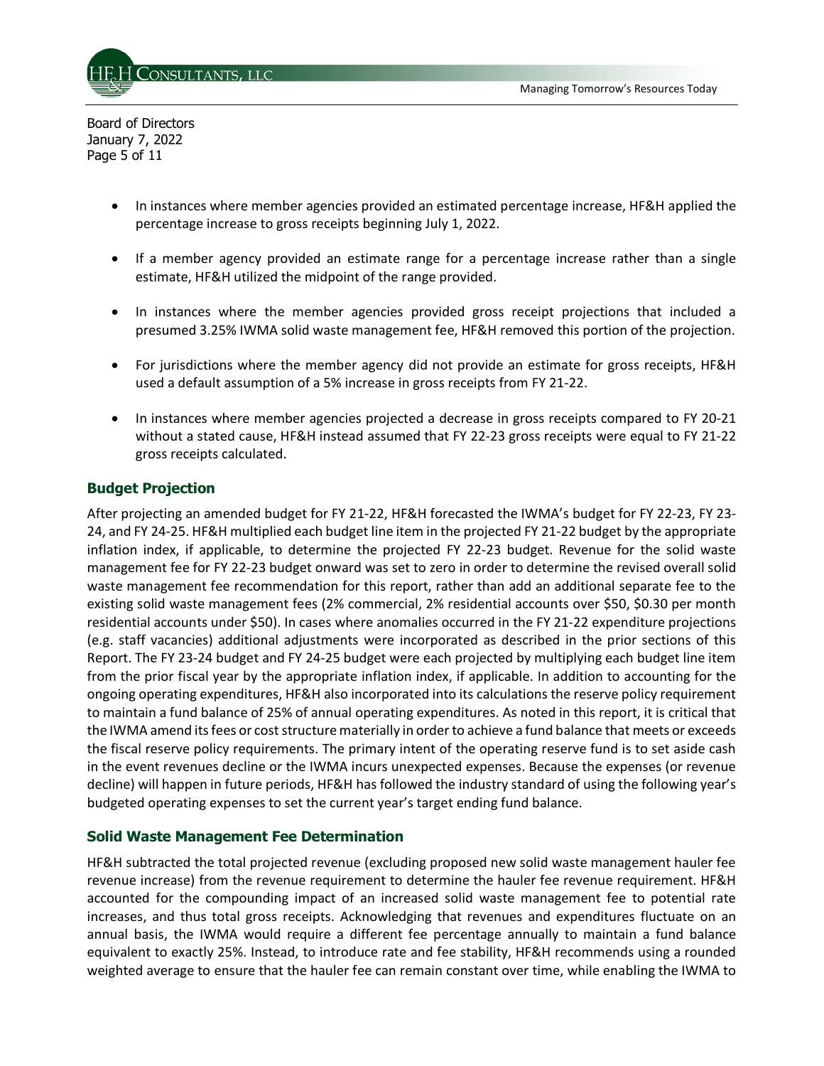- In instances where member agencies provided an estimated percentage increase, HF&H applied the percentage increase to gross receipts beginning July 1, 2022.
- If a member agency provided an estimate range for a percentage increase rather than a single estimate, HF&H utilized the midpoint of the range provided.
- In instances where the member agencies provided gross receipt projections that included a presumed 3.25% IWMA solid waste management fee, HF&H removed this portion of the projection.
- For jurisdictions where the member agency did not provide an estimate for gross receipts, HF&H used a default assumption of a 5% increase in gross receipts from FY 21-22.
- In instances where member agencies projected a decrease in gross receipts compared to FY 20-21 without a stated cause, HF&H instead assumed that FY 22-23 gross receipts were equal to FY 21-22 gross receipts calculated.

## Budget Projection

After projecting an amended budget for FY 21-22, HF&H forecasted the IWMA's budget for FY 22-23, FY 23-24, and FY 24-25. HF&H multiplied each budget line item in the projected FY 21-22 budget by the appropriate inflation index, if applicable, to determine the projected FY 22-23 budget. Revenue for the solid waste management fee for FY 22-23 budget onward was set to zero in order to determine the revised overall solid waste management fee recommendation for this report, rather than add an additional separate fee to the existing solid waste management fees (2% commercial, 2% residential accounts over $50, $0.30 per month residential accounts under $50). In cases where anomalies occurred in the FY 21-22 expenditure projections (e.g. staff vacancies) additional adjustments were incorporated as described in the prior sections of this Report. The FY 23-24 budget and FY 24-25 budget were each projected by multiplying each budget line item from the prior fiscal year by the appropriate inflation index, if applicable. In addition to accounting for the ongoing operating expenditures, HF&H also incorporated into its calculations the reserve policy requirement to maintain a fund balance of 25% of annual operating expenditures. As noted in this report, it is critical that the IWMA amend its fees or cost structure materially in order to achieve a fund balance that meets or exceeds the fiscal reserve policy requirements. The primary intent of the operating reserve fund is to set aside cash in the event revenues decline or the IWMA incurs unexpected expenses. Because the expenses (or revenue decline) will happen in future periods, HF&H has followed the industry standard of using the following year's budgeted operating expenses to set the current year's target ending fund balance.

## Solid Waste Management Fee Determination

HF&H subtracted the total projected revenue (excluding proposed new solid waste management hauler fee revenue increase) from the revenue requirement to determine the hauler fee revenue requirement. HF&H accounted for the compounding impact of an increased solid waste management fee to potential rate increases, and thus total gross receipts. Acknowledging that revenues and expenditures fluctuate on an annual basis, the IWMA would require a different fee percentage annually to maintain a fund balance equivalent to exactly 25%. Instead, to introduce rate and fee stability, HF&H recommends using a rounded weighted average to ensure that the hauler fee can remain constant over time, while enabling the IWMA to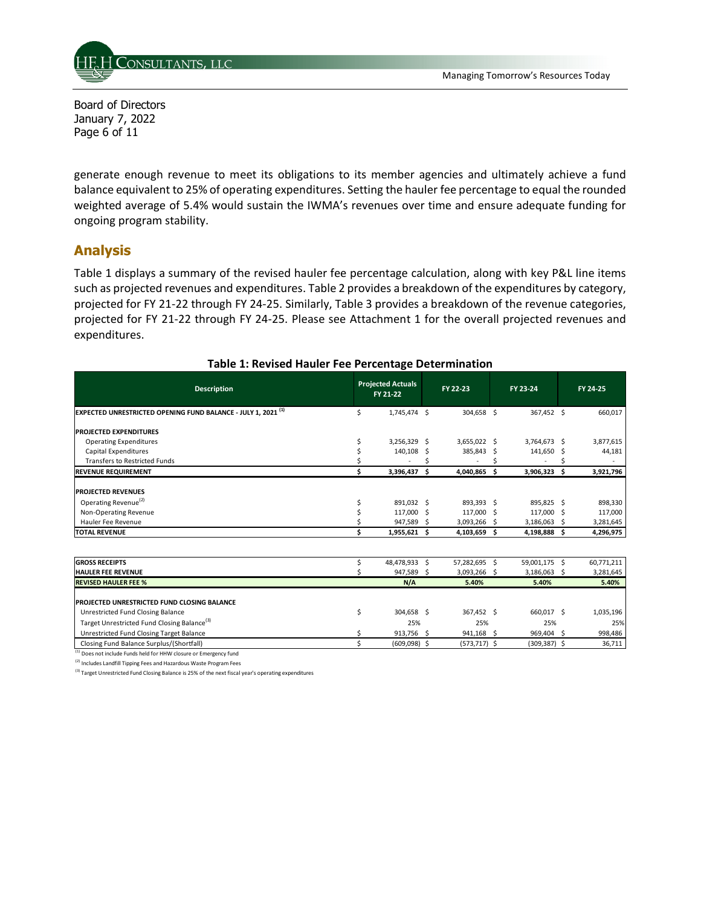generate enough revenue to meet its obligations to its member agencies and ultimately achieve a fund balance equivalent to 25% of operating expenditures. Setting the hauler fee percentage to equal the rounded weighted average of 5.4% would sustain the IWMA's revenues over time and ensure adequate funding for ongoing program stability.

## Analysis

Table 1 displays a summary of the revised hauler fee percentage calculation, along with key P&L line items such as projected revenues and expenditures. Table 2 provides a breakdown of the expenditures by category, projected for FY 21-22 through FY 24-25. Similarly, Table 3 provides a breakdown of the revenue categories, projected for FY 21-22 through FY 24-25. Please see Attachment 1 for the overall projected revenues and expenditures.

**Table 1: Revised Hauler Fee Percentage Determination**

| Description | Projected Actuals FY 21-22 | FY 22-23 | FY 23-24 | FY 24-25 |
|---|---|---|---|---|
| **EXPECTED UNRESTRICTED OPENING FUND BALANCE - JULY 1, 2021 [1]** | $ 1,745,474 | $ 304,658 | $ 367,452 | $ 660,017 |
| **PROJECTED EXPENDITURES** | | | | |
| Operating Expenditures | $ 3,256,329 | $ 3,655,022 | $ 3,764,673 | $ 3,877,615 |
| Capital Expenditures | $ 140,108 | $ 385,843 | $ 141,650 | $ 44,181 |
| Transfers to Restricted Funds | $ - | $ - | $ - | $ - |
| **REVENUE REQUIREMENT** | **$ 3,396,437** | **$ 4,040,865** | **$ 3,906,323** | **$ 3,921,796** |
| **PROJECTED REVENUES** | | | | |
| Operating Revenue[2] | $ 891,032 | $ 893,393 | $ 895,825 | $ 898,330 |
| Non-Operating Revenue | $ 117,000 | $ 117,000 | $ 117,000 | $ 117,000 |
| Hauler Fee Revenue | $ 947,589 | $ 3,093,266 | $ 3,186,063 | $ 3,281,645 |
| **TOTAL REVENUE** | **$ 1,955,621** | **$ 4,103,659** | **$ 4,198,888** | **$ 4,296,975** |
| | | | | |
| **GROSS RECEIPTS** | $ 48,478,933 | $ 57,282,695 | $ 59,001,175 | $ 60,771,211 |
| **HAULER FEE REVENUE** | $ 947,589 | $ 3,093,266 | $ 3,186,063 | $ 3,281,645 |
| **REVISED HAULER FEE %** | **N/A** | **5.40%** | **5.40%** | **5.40%** |
| | | | | |
| **PROJECTED UNRESTRICTED FUND CLOSING BALANCE** | | | | |
| Unrestricted Fund Closing Balance | $ 304,658 | $ 367,452 | $ 660,017 | $ 1,035,196 |
| Target Unrestricted Fund Closing Balance[3] | 25% | 25% | 25% | 25% |
| Unrestricted Fund Closing Target Balance | $ 913,756 | $ 941,168 | $ 969,404 | $ 998,486 |
| Closing Fund Balance Surplus/(Shortfall) | $ (609,098) | $ (573,717) | $ (309,387) | $ 36,711 |

[1] Does not include Funds held for HHW closure or Emergency fund

[2] Includes Landfill Tipping Fees and Hazardous Waste Program Fees

[3] Target Unrestricted Fund Closing Balance is 25% of the next fiscal year's operating expenditures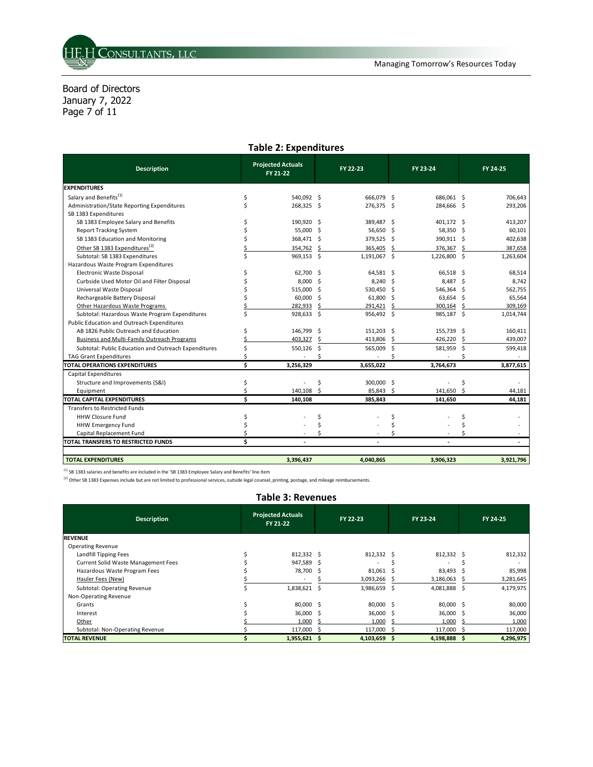Board of Directors
January 7, 2022

## Table 2: Expenditures

| Description | Projected Actuals FY 21-22 | FY 22-23 | FY 23-24 | FY 24-25 |
|---|---|---|---|---|
| **EXPENDITURES** | | | | |
| Salary and Benefits[1] | $ 540,092 | $ 666,079 | $ 686,061 | $ 706,643 |
| Administration/State Reporting Expenditures | $ 268,325 | $ 276,375 | $ 284,666 | $ 293,206 |
| SB 1383 Expenditures | | | | |
| SB 1383 Employee Salary and Benefits | $ 190,920 | $ 389,487 | $ 401,172 | $ 413,207 |
| Report Tracking System | $ 55,000 | $ 56,650 | $ 58,350 | $ 60,101 |
| SB 1383 Education and Monitoring | $ 368,471 | $ 379,525 | $ 390,911 | $ 402,638 |
| Other SB 1383 Expenditures[2] | $ 354,762 | $ 365,405 | $ 376,367 | $ 387,658 |
| Subtotal: SB 1383 Expenditures | $ 969,153 | $ 1,191,067 | $ 1,226,800 | $ 1,263,604 |
| Hazardous Waste Program Expenditures | | | | |
| Electronic Waste Disposal | $ 62,700 | $ 64,581 | $ 66,518 | $ 68,514 |
| Curbside Used Motor Oil and Filter Disposal | $ 8,000 | $ 8,240 | $ 8,487 | $ 8,742 |
| Universal Waste Disposal | $ 515,000 | $ 530,450 | $ 546,364 | $ 562,755 |
| Rechargeable Battery Disposal | $ 60,000 | $ 61,800 | $ 63,654 | $ 65,564 |
| Other Hazardous Waste Programs | $ 282,933 | $ 291,421 | $ 300,164 | $ 309,169 |
| Subtotal: Hazardous Waste Program Expenditures | $ 928,633 | $ 956,492 | $ 985,187 | $ 1,014,744 |
| Public Education and Outreach Expenditures | | | | |
| AB 1826 Public Outreach and Education | $ 146,799 | $ 151,203 | $ 155,739 | $ 160,411 |
| Business and Multi-Family Outreach Programs | $ 403,327 | $ 413,806 | $ 426,220 | $ 439,007 |
| Subtotal: Public Education and Outreach Expenditures | $ 550,126 | $ 565,009 | $ 581,959 | $ 599,418 |
| TAG Grant Expenditures | $ - | $ - | $ - | $ - |
| **TOTAL OPERATIONS EXPENDITURES** | **$ 3,256,329** | **3,655,022** | **3,764,673** | **3,877,615** |
| Capital Expenditures | | | | |
| Structure and Improvements (S&I) | $ - | $ 300,000 | $ - | $ - |
| Equipment | $ 140,108 | $ 85,843 | $ 141,650 | $ 44,181 |
| **TOTAL CAPITAL EXPENDITURES** | **$ 140,108** | **385,843** | **141,650** | **44,181** |
| Transfers to Restricted Funds | | | | |
| HHW Closure Fund | $ - | $ - | $ - | $ - |
| HHW Emergency Fund | $ - | $ - | $ - | $ - |
| Capital Replacement Fund | $ - | $ - | $ - | $ - |
| **TOTAL TRANSFERS TO RESTRICTED FUNDS** | **$ -** | **-** | **-** | **-** |
| **TOTAL EXPENDITURES** | **3,396,437** | **4,040,865** | **3,906,323** | **3,921,796** |

[1] SB 1383 salaries and benefits are included in the 'SB 1383 Employee Salary and Benefits' line item

[2] Other SB 1383 Expenses include but are not limited to professional services, outside legal counsel, printing, postage, and mileage reimbursements.

## Table 3: Revenues

| Description | Projected Actuals FY 21-22 | FY 22-23 | FY 23-24 | FY 24-25 |
|---|---|---|---|---|
| **REVENUE** | | | | |
| Operating Revenue | | | | |
| Landfill Tipping Fees | $ 812,332 | $ 812,332 | $ 812,332 | $ 812,332 |
| Current Solid Waste Management Fees | $ 947,589 | $ - | $ - | $ - |
| Hazardous Waste Program Fees | $ 78,700 | $ 81,061 | $ 83,493 | $ 85,998 |
| Hauler Fees (New) | $ - | $ 3,093,266 | $ 3,186,063 | $ 3,281,645 |
| Subtotal: Operating Revenue | $ 1,838,621 | $ 3,986,659 | $ 4,081,888 | $ 4,179,975 |
| Non-Operating Revenue | | | | |
| Grants | $ 80,000 | $ 80,000 | $ 80,000 | $ 80,000 |
| Interest | $ 36,000 | $ 36,000 | $ 36,000 | $ 36,000 |
| Other | $ 1,000 | $ 1,000 | $ 1,000 | $ 1,000 |
| Subtotal: Non-Operating Revenue | $ 117,000 | $ 117,000 | $ 117,000 | $ 117,000 |
| **TOTAL REVENUE** | **$ 1,955,621** | **$ 4,103,659** | **$ 4,198,888** | **$ 4,296,975** |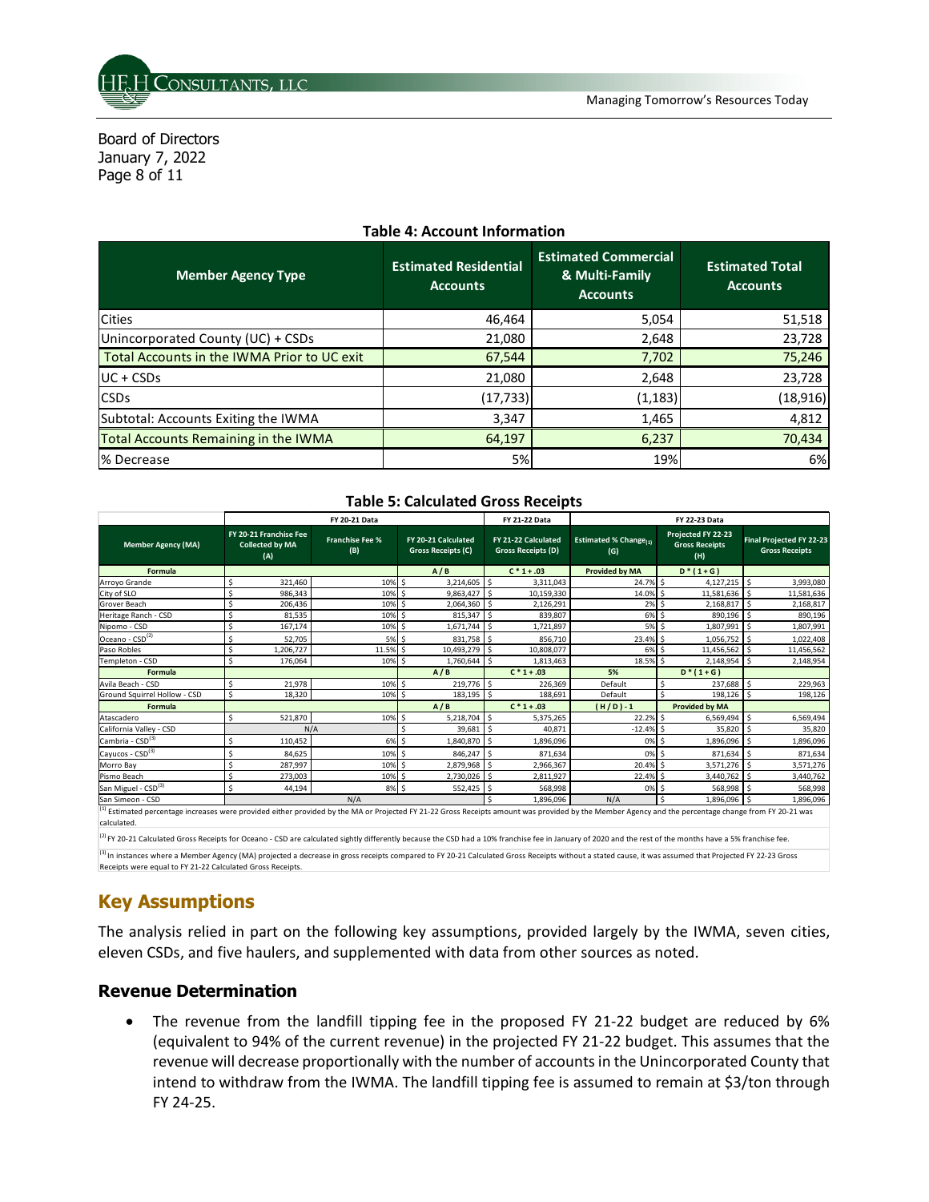Board of Directors
January 7, 2022

**Table 4: Account Information**

| Member Agency Type | Estimated Residential Accounts | Estimated Commercial & Multi-Family Accounts | Estimated Total Accounts |
|---|---|---|---|
| Cities | 46,464 | 5,054 | 51,518 |
| Unincorporated County (UC) + CSDs | 21,080 | 2,648 | 23,728 |
| Total Accounts in the IWMA Prior to UC exit | 67,544 | 7,702 | 75,246 |
| UC + CSDs | 21,080 | 2,648 | 23,728 |
| CSDs | (17,733) | (1,183) | (18,916) |
| Subtotal: Accounts Exiting the IWMA | 3,347 | 1,465 | 4,812 |
| Total Accounts Remaining in the IWMA | 64,197 | 6,237 | 70,434 |
| % Decrease | 5% | 19% | 6% |

**Table 5: Calculated Gross Receipts**

| | FY 20-21 Data | | | FY 21-22 Data | FY 22-23 Data | | |
|---|---|---|---|---|---|---|---|
| Member Agency (MA) | FY 20-21 Franchise Fee Collected by MA (A) | Franchise Fee % (B) | FY 20-21 Calculated Gross Receipts (C) | FY 21-22 Calculated Gross Receipts (D) | Estimated % Change[1] (G) | Projected FY 22-23 Gross Receipts (H) | Final Projected FY 22-23 Gross Receipts |
| Formula | | | A / B | C * 1 + .03 | Provided by MA | D * ( 1 + G ) | |
| Arroyo Grande | $ 321,460 | 10% | $ 3,214,605 | $ 3,311,043 | 24.7% | $ 4,127,215 | $ 3,993,080 |
| City of SLO | $ 986,343 | 10% | $ 9,863,427 | $ 10,159,330 | 14.0% | $ 11,581,636 | $ 11,581,636 |
| Grover Beach | $ 206,436 | 10% | $ 2,064,360 | $ 2,126,291 | 2% | $ 2,168,817 | $ 2,168,817 |
| Heritage Ranch - CSD | $ 81,535 | 10% | $ 815,347 | $ 839,807 | 6% | $ 890,196 | $ 890,196 |
| Nipomo - CSD | $ 167,174 | 10% | $ 1,671,744 | $ 1,721,897 | 5% | $ 1,807,991 | $ 1,807,991 |
| Oceano - CSD[2] | $ 52,705 | 5% | $ 831,758 | $ 856,710 | 23.4% | $ 1,056,752 | $ 1,022,408 |
| Paso Robles | $ 1,206,727 | 11.5% | $ 10,493,279 | $ 10,808,077 | 6% | $ 11,456,562 | $ 11,456,562 |
| Templeton - CSD | $ 176,064 | 10% | $ 1,760,644 | $ 1,813,463 | 18.5% | $ 2,148,954 | $ 2,148,954 |
| Formula | | | A / B | C * 1 + .03 | 5% | D * ( 1 + G ) | |
| Avila Beach - CSD | $ 21,978 | 10% | $ 219,776 | $ 226,369 | Default | $ 237,688 | $ 229,963 |
| Ground Squirrel Hollow - CSD | $ 18,320 | 10% | $ 183,195 | $ 188,691 | Default | $ 198,126 | $ 198,126 |
| Formula | | | A / B | C * 1 + .03 | ( H / D ) - 1 | Provided by MA | |
| Atascadero | $ 521,870 | 10% | $ 5,218,704 | $ 5,375,265 | 22.2% | $ 6,569,494 | $ 6,569,494 |
| California Valley - CSD | N/A | | $ 39,681 | $ 40,871 | -12.4% | $ 35,820 | $ 35,820 |
| Cambria - CSD[3] | $ 110,452 | 6% | $ 1,840,870 | $ 1,896,096 | 0% | $ 1,896,096 | $ 1,896,096 |
| Cayucos - CSD[3] | $ 84,625 | 10% | $ 846,247 | $ 871,634 | 0% | $ 871,634 | $ 871,634 |
| Morro Bay | $ 287,997 | 10% | $ 2,879,968 | $ 2,966,367 | 20.4% | $ 3,571,276 | $ 3,571,276 |
| Pismo Beach | $ 273,003 | 10% | $ 2,730,026 | $ 2,811,927 | 22.4% | $ 3,440,762 | $ 3,440,762 |
| San Miguel - CSD[3] | $ 44,194 | 8% | $ 552,425 | $ 568,998 | 0% | $ 568,998 | $ 568,998 |
| San Simeon - CSD | N/A | | | $ 1,896,096 | N/A | $ 1,896,096 | $ 1,896,096 |

[1] Estimated percentage increases were provided either provided by the MA or Projected FY 21-22 Gross Receipts amount was provided by the Member Agency and the percentage change from FY 20-21 was calculated.

[2] FY 20-21 Calculated Gross Receipts for Oceano - CSD are calculated sightly differently because the CSD had a 10% franchise fee in January of 2020 and the rest of the months have a 5% franchise fee.

[3] In instances where a Member Agency (MA) projected a decrease in gross receipts compared to FY 20-21 Calculated Gross Receipts without a stated cause, it was assumed that Projected FY 22-23 Gross Receipts were equal to FY 21-22 Calculated Gross Receipts.

## Key Assumptions

The analysis relied in part on the following key assumptions, provided largely by the IWMA, seven cities, eleven CSDs, and five haulers, and supplemented with data from other sources as noted.

### Revenue Determination

- The revenue from the landfill tipping fee in the proposed FY 21-22 budget are reduced by 6% (equivalent to 94% of the current revenue) in the projected FY 21-22 budget. This assumes that the revenue will decrease proportionally with the number of accounts in the Unincorporated County that intend to withdraw from the IWMA. The landfill tipping fee is assumed to remain at $3/ton through FY 24-25.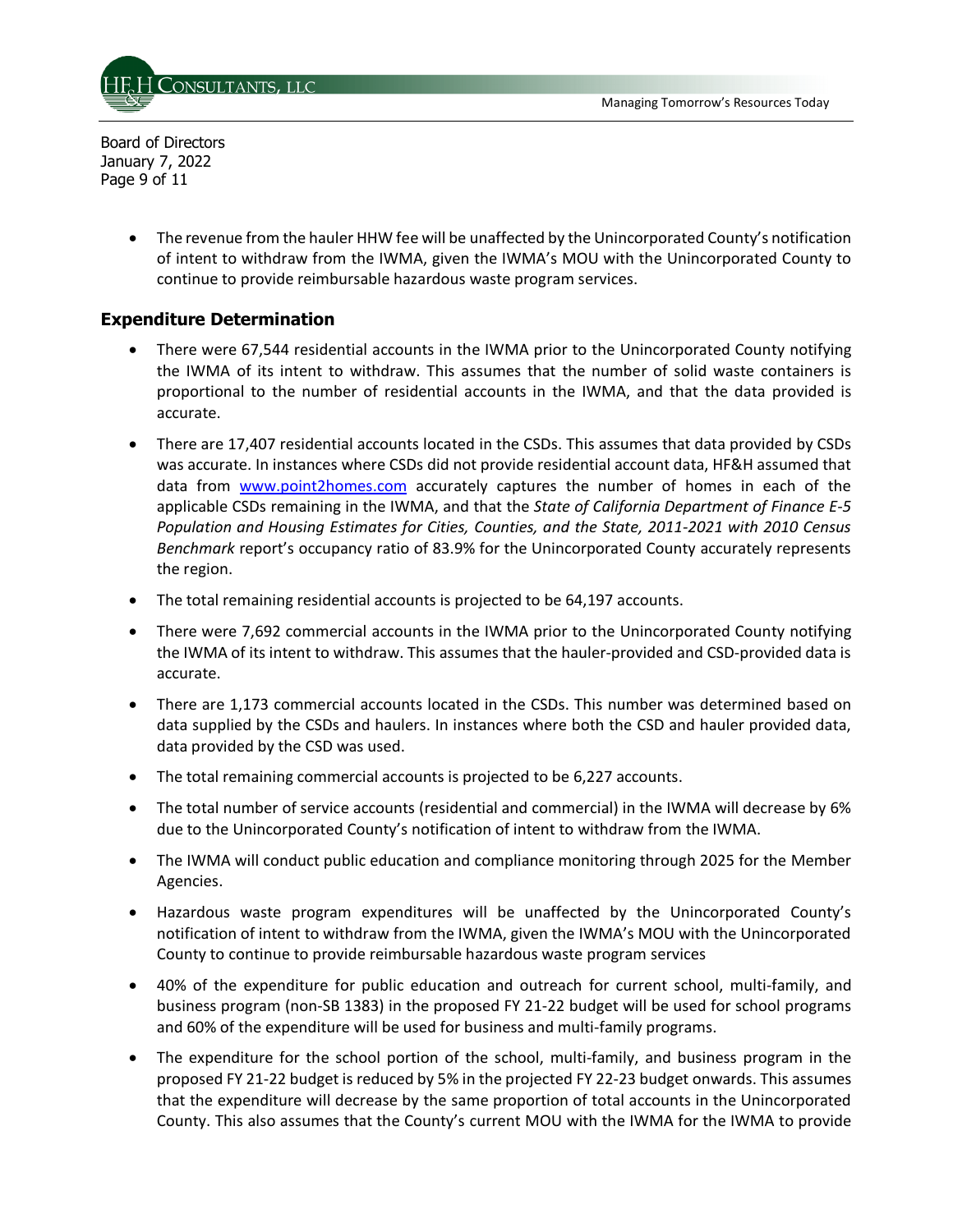- The revenue from the hauler HHW fee will be unaffected by the Unincorporated County's notification of intent to withdraw from the IWMA, given the IWMA's MOU with the Unincorporated County to continue to provide reimbursable hazardous waste program services.

## Expenditure Determination

- There were 67,544 residential accounts in the IWMA prior to the Unincorporated County notifying the IWMA of its intent to withdraw. This assumes that the number of solid waste containers is proportional to the number of residential accounts in the IWMA, and that the data provided is accurate.
- There are 17,407 residential accounts located in the CSDs. This assumes that data provided by CSDs was accurate. In instances where CSDs did not provide residential account data, HF&H assumed that data from www.point2homes.com accurately captures the number of homes in each of the applicable CSDs remaining in the IWMA, and that the *State of California Department of Finance E-5 Population and Housing Estimates for Cities, Counties, and the State, 2011-2021 with 2010 Census Benchmark* report's occupancy ratio of 83.9% for the Unincorporated County accurately represents the region.
- The total remaining residential accounts is projected to be 64,197 accounts.
- There were 7,692 commercial accounts in the IWMA prior to the Unincorporated County notifying the IWMA of its intent to withdraw. This assumes that the hauler-provided and CSD-provided data is accurate.
- There are 1,173 commercial accounts located in the CSDs. This number was determined based on data supplied by the CSDs and haulers. In instances where both the CSD and hauler provided data, data provided by the CSD was used.
- The total remaining commercial accounts is projected to be 6,227 accounts.
- The total number of service accounts (residential and commercial) in the IWMA will decrease by 6% due to the Unincorporated County's notification of intent to withdraw from the IWMA.
- The IWMA will conduct public education and compliance monitoring through 2025 for the Member Agencies.
- Hazardous waste program expenditures will be unaffected by the Unincorporated County's notification of intent to withdraw from the IWMA, given the IWMA's MOU with the Unincorporated County to continue to provide reimbursable hazardous waste program services
- 40% of the expenditure for public education and outreach for current school, multi-family, and business program (non-SB 1383) in the proposed FY 21-22 budget will be used for school programs and 60% of the expenditure will be used for business and multi-family programs.
- The expenditure for the school portion of the school, multi-family, and business program in the proposed FY 21-22 budget is reduced by 5% in the projected FY 22-23 budget onwards. This assumes that the expenditure will decrease by the same proportion of total accounts in the Unincorporated County. This also assumes that the County's current MOU with the IWMA for the IWMA to provide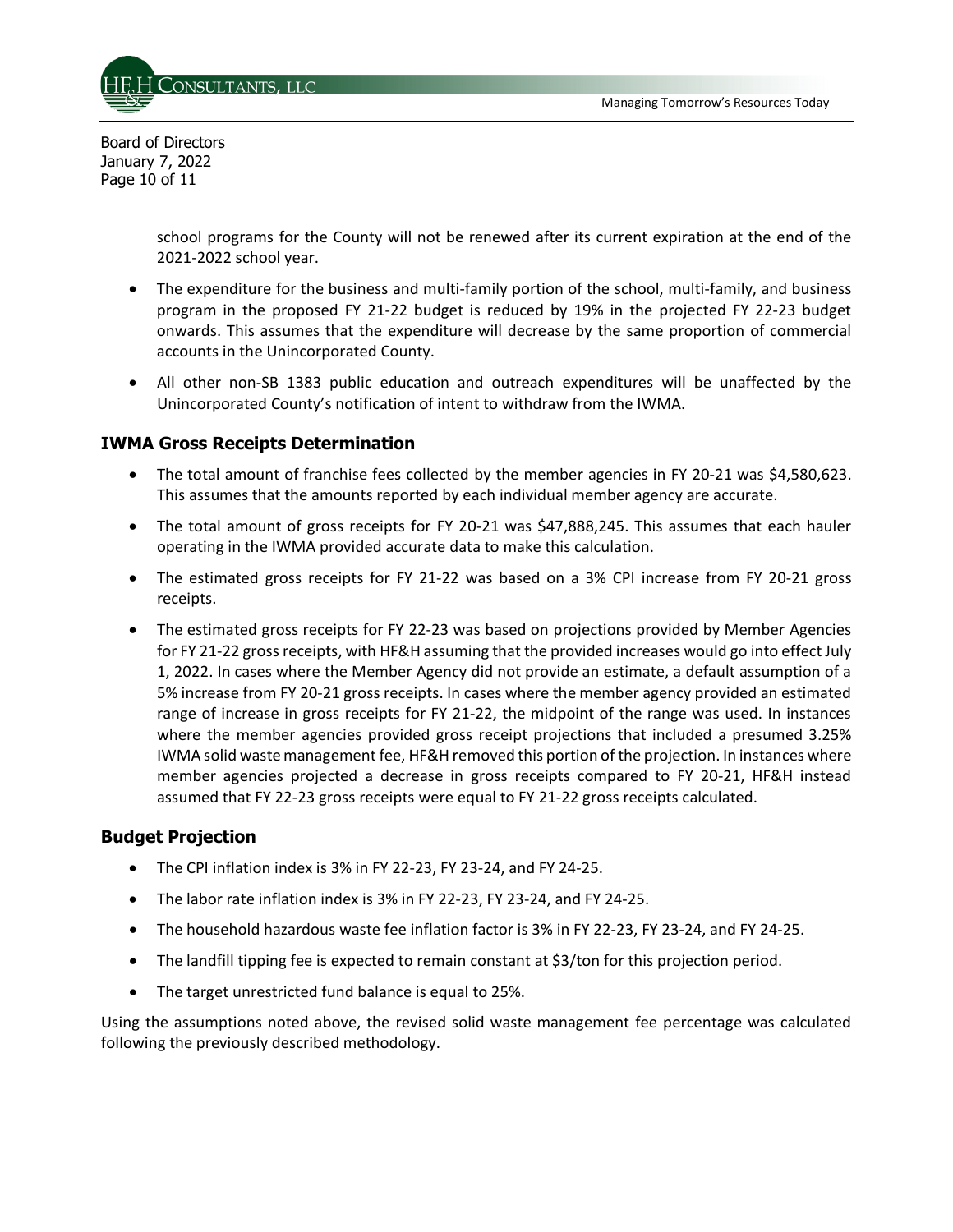school programs for the County will not be renewed after its current expiration at the end of the 2021-2022 school year.

- The expenditure for the business and multi-family portion of the school, multi-family, and business program in the proposed FY 21-22 budget is reduced by 19% in the projected FY 22-23 budget onwards. This assumes that the expenditure will decrease by the same proportion of commercial accounts in the Unincorporated County.
- All other non-SB 1383 public education and outreach expenditures will be unaffected by the Unincorporated County's notification of intent to withdraw from the IWMA.

### IWMA Gross Receipts Determination

- The total amount of franchise fees collected by the member agencies in FY 20-21 was $4,580,623. This assumes that the amounts reported by each individual member agency are accurate.
- The total amount of gross receipts for FY 20-21 was $47,888,245. This assumes that each hauler operating in the IWMA provided accurate data to make this calculation.
- The estimated gross receipts for FY 21-22 was based on a 3% CPI increase from FY 20-21 gross receipts.
- The estimated gross receipts for FY 22-23 was based on projections provided by Member Agencies for FY 21-22 gross receipts, with HF&H assuming that the provided increases would go into effect July 1, 2022. In cases where the Member Agency did not provide an estimate, a default assumption of a 5% increase from FY 20-21 gross receipts. In cases where the member agency provided an estimated range of increase in gross receipts for FY 21-22, the midpoint of the range was used. In instances where the member agencies provided gross receipt projections that included a presumed 3.25% IWMA solid waste management fee, HF&H removed this portion of the projection. In instances where member agencies projected a decrease in gross receipts compared to FY 20-21, HF&H instead assumed that FY 22-23 gross receipts were equal to FY 21-22 gross receipts calculated.

### Budget Projection

- The CPI inflation index is 3% in FY 22-23, FY 23-24, and FY 24-25.
- The labor rate inflation index is 3% in FY 22-23, FY 23-24, and FY 24-25.
- The household hazardous waste fee inflation factor is 3% in FY 22-23, FY 23-24, and FY 24-25.
- The landfill tipping fee is expected to remain constant at $3/ton for this projection period.
- The target unrestricted fund balance is equal to 25%.

Using the assumptions noted above, the revised solid waste management fee percentage was calculated following the previously described methodology.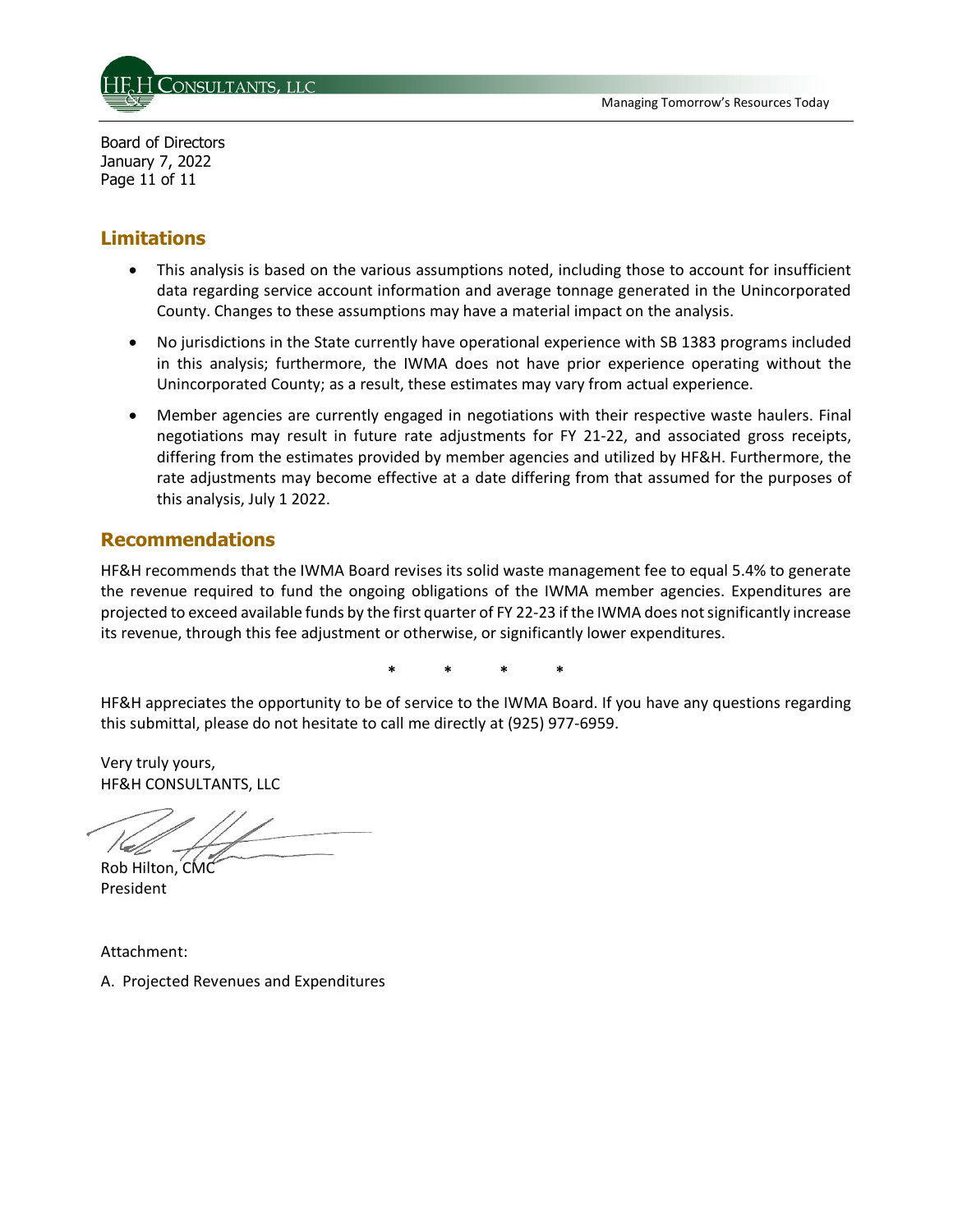Board of Directors
January 7, 2022

## Limitations

- This analysis is based on the various assumptions noted, including those to account for insufficient data regarding service account information and average tonnage generated in the Unincorporated County. Changes to these assumptions may have a material impact on the analysis.
- No jurisdictions in the State currently have operational experience with SB 1383 programs included in this analysis; furthermore, the IWMA does not have prior experience operating without the Unincorporated County; as a result, these estimates may vary from actual experience.
- Member agencies are currently engaged in negotiations with their respective waste haulers. Final negotiations may result in future rate adjustments for FY 21-22, and associated gross receipts, differing from the estimates provided by member agencies and utilized by HF&H. Furthermore, the rate adjustments may become effective at a date differing from that assumed for the purposes of this analysis, July 1 2022.

## Recommendations

HF&H recommends that the IWMA Board revises its solid waste management fee to equal 5.4% to generate the revenue required to fund the ongoing obligations of the IWMA member agencies. Expenditures are projected to exceed available funds by the first quarter of FY 22-23 if the IWMA does not significantly increase its revenue, through this fee adjustment or otherwise, or significantly lower expenditures.

\* \* \* \*

HF&H appreciates the opportunity to be of service to the IWMA Board. If you have any questions regarding this submittal, please do not hesitate to call me directly at (925) 977-6959.

Very truly yours,
HF&H CONSULTANTS, LLC

Rob Hilton, CMC
President

Attachment:

A. Projected Revenues and Expenditures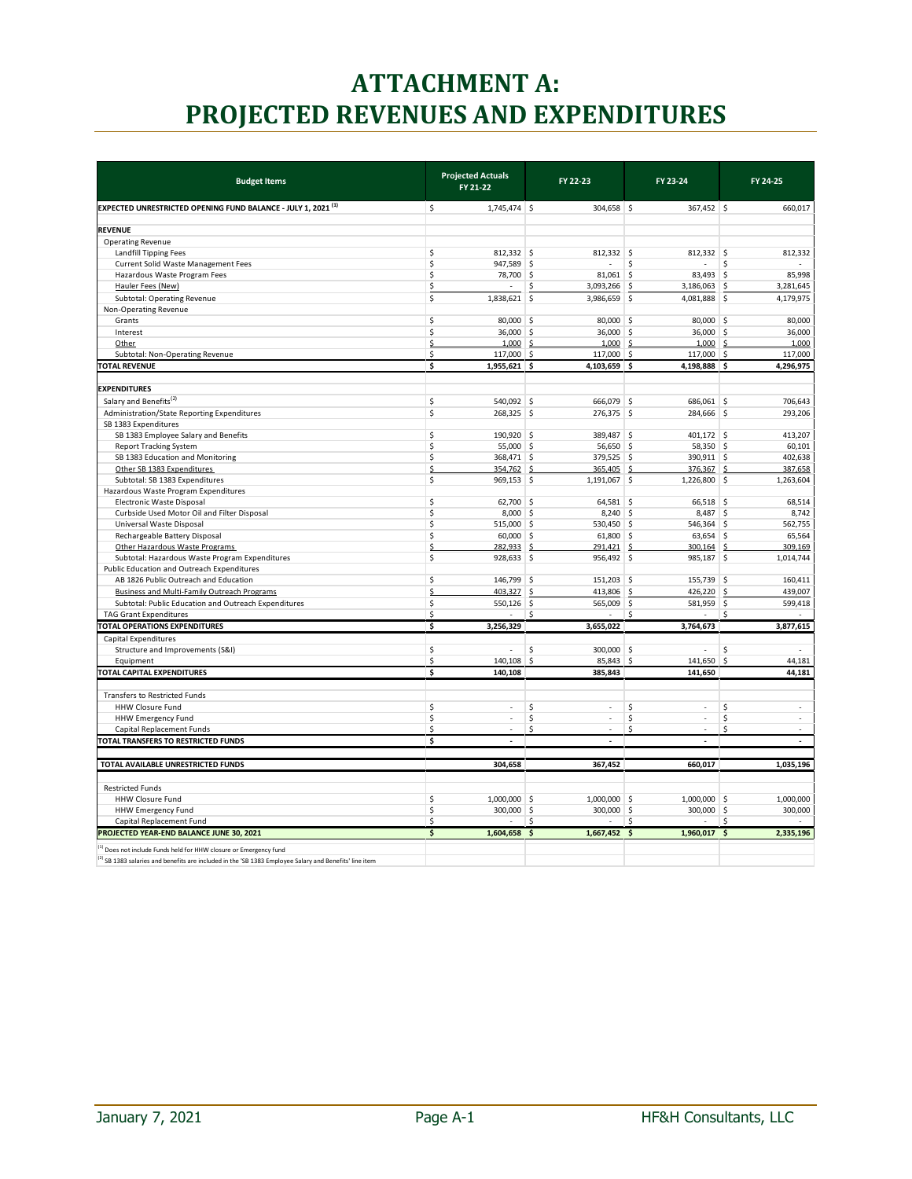# ATTACHMENT A: PROJECTED REVENUES AND EXPENDITURES

| Budget Items | Projected Actuals FY 21-22 | FY 22-23 | FY 23-24 | FY 24-25 |
|---|---|---|---|---|
| **EXPECTED UNRESTRICTED OPENING FUND BALANCE - JULY 1, 2021 [1]** | $ 1,745,474 | $ 304,658 | $ 367,452 | $ 660,017 |
| **REVENUE** | | | | |
| Operating Revenue | | | | |
| Landfill Tipping Fees | $ 812,332 | $ 812,332 | $ 812,332 | $ 812,332 |
| Current Solid Waste Management Fees | $ 947,589 | $ - | $ - | $ - |
| Hazardous Waste Program Fees | $ 78,700 | $ 81,061 | $ 83,493 | $ 85,998 |
| Hauler Fees (New) | $ - | $ 3,093,266 | $ 3,186,063 | $ 3,281,645 |
| Subtotal: Operating Revenue | $ 1,838,621 | $ 3,986,659 | $ 4,081,888 | $ 4,179,975 |
| Non-Operating Revenue | | | | |
| Grants | $ 80,000 | $ 80,000 | $ 80,000 | $ 80,000 |
| Interest | $ 36,000 | $ 36,000 | $ 36,000 | $ 36,000 |
| Other | $ 1,000 | $ 1,000 | $ 1,000 | $ 1,000 |
| Subtotal: Non-Operating Revenue | $ 117,000 | $ 117,000 | $ 117,000 | $ 117,000 |
| **TOTAL REVENUE** | **$ 1,955,621** | **$ 4,103,659** | **$ 4,198,888** | **$ 4,296,975** |
| **EXPENDITURES** | | | | |
| Salary and Benefits [2] | $ 540,092 | $ 666,079 | $ 686,061 | $ 706,643 |
| Administration/State Reporting Expenditures | $ 268,325 | $ 276,375 | $ 284,666 | $ 293,206 |
| SB 1383 Expenditures | | | | |
| SB 1383 Employee Salary and Benefits | $ 190,920 | $ 389,487 | $ 401,172 | $ 413,207 |
| Report Tracking System | $ 55,000 | $ 56,650 | $ 58,350 | $ 60,101 |
| SB 1383 Education and Monitoring | $ 368,471 | $ 379,525 | $ 390,911 | $ 402,638 |
| Other SB 1383 Expenditures | $ 354,762 | $ 365,405 | $ 376,367 | $ 387,658 |
| Subtotal: SB 1383 Expenditures | $ 969,153 | $ 1,191,067 | $ 1,226,800 | $ 1,263,604 |
| Hazardous Waste Program Expenditures | | | | |
| Electronic Waste Disposal | $ 62,700 | $ 64,581 | $ 66,518 | $ 68,514 |
| Curbside Used Motor Oil and Filter Disposal | $ 8,000 | $ 8,240 | $ 8,487 | $ 8,742 |
| Universal Waste Disposal | $ 515,000 | $ 530,450 | $ 546,364 | $ 562,755 |
| Rechargeable Battery Disposal | $ 60,000 | $ 61,800 | $ 63,654 | $ 65,564 |
| Other Hazardous Waste Programs | $ 282,933 | $ 291,421 | $ 300,164 | $ 309,169 |
| Subtotal: Hazardous Waste Program Expenditures | $ 928,633 | $ 956,492 | $ 985,187 | $ 1,014,744 |
| Public Education and Outreach Expenditures | | | | |
| AB 1826 Public Outreach and Education | $ 146,799 | $ 151,203 | $ 155,739 | $ 160,411 |
| Business and Multi-Family Outreach Programs | $ 403,327 | $ 413,806 | $ 426,220 | $ 439,007 |
| Subtotal: Public Education and Outreach Expenditures | $ 550,126 | $ 565,009 | $ 581,959 | $ 599,418 |
| TAG Grant Expenditures | $ - | $ - | $ - | $ - |
| **TOTAL OPERATIONS EXPENDITURES** | **$ 3,256,329** | **3,655,022** | **3,764,673** | **3,877,615** |
| Capital Expenditures | | | | |
| Structure and Improvements (S&I) | $ - | $ 300,000 | $ - | $ - |
| Equipment | $ 140,108 | $ 85,843 | $ 141,650 | $ 44,181 |
| **TOTAL CAPITAL EXPENDITURES** | **$ 140,108** | **385,843** | **141,650** | **44,181** |
| Transfers to Restricted Funds | | | | |
| HHW Closure Fund | $ - | $ - | $ - | $ - |
| HHW Emergency Fund | $ - | $ - | $ - | $ - |
| Capital Replacement Funds | $ - | $ - | $ - | $ - |
| **TOTAL TRANSFERS TO RESTRICTED FUNDS** | **$ -** | **-** | **-** | **-** |
| **TOTAL AVAILABLE UNRESTRICTED FUNDS** | **304,658** | **367,452** | **660,017** | **1,035,196** |
| Restricted Funds | | | | |
| HHW Closure Fund | $ 1,000,000 | $ 1,000,000 | $ 1,000,000 | $ 1,000,000 |
| HHW Emergency Fund | $ 300,000 | $ 300,000 | $ 300,000 | $ 300,000 |
| Capital Replacement Fund | $ - | $ - | $ - | $ - |
| **PROJECTED YEAR-END BALANCE JUNE 30, 2021** | **$ 1,604,658** | **$ 1,667,452** | **$ 1,960,017** | **$ 2,335,196** |

[1] Does not include Funds held for HHW closure or Emergency fund

[2] SB 1383 salaries and benefits are included in the 'SB 1383 Employee Salary and Benefits' line item